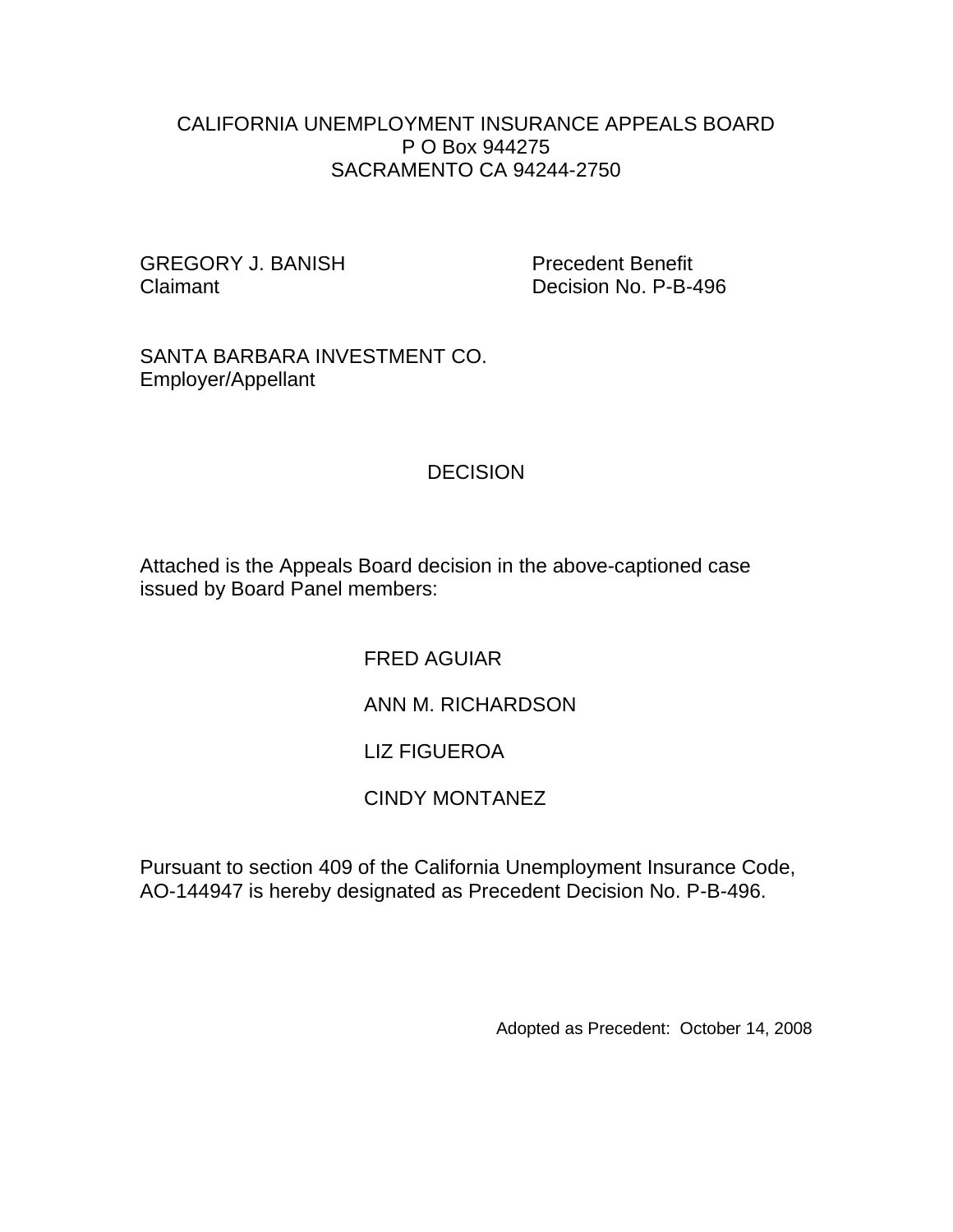CALIFORNIA UNEMPLOYMENT INSURANCE APPEALS BOARD
P O Box 944275
SACRAMENTO CA 94244-2750

GREGORY J. BANISH
Claimant

Precedent Benefit
Decision No. P-B-496

SANTA BARBARA INVESTMENT CO.
Employer/Appellant

# DECISION

Attached is the Appeals Board decision in the above-captioned case issued by Board Panel members:

FRED AGUIAR

ANN M. RICHARDSON

LIZ FIGUEROA

CINDY MONTANEZ

Pursuant to section 409 of the California Unemployment Insurance Code, AO-144947 is hereby designated as Precedent Decision No. P-B-496.

Adopted as Precedent: October 14, 2008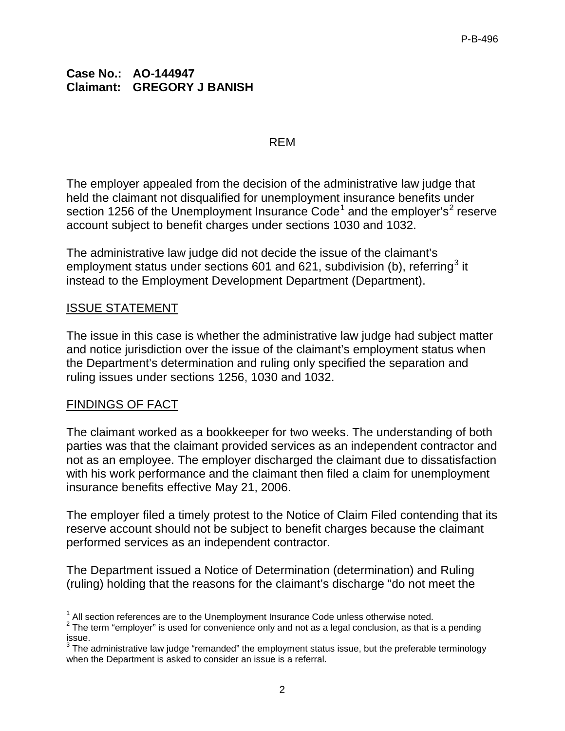**Case No.: AO-144947**
**Claimant: GREGORY J BANISH**

---

REM

The employer appealed from the decision of the administrative law judge that held the claimant not disqualified for unemployment insurance benefits under section 1256 of the Unemployment Insurance Code[1] and the employer's[2] reserve account subject to benefit charges under sections 1030 and 1032.

The administrative law judge did not decide the issue of the claimant's employment status under sections 601 and 621, subdivision (b), referring[3] it instead to the Employment Development Department (Department).

## ISSUE STATEMENT

The issue in this case is whether the administrative law judge had subject matter and notice jurisdiction over the issue of the claimant's employment status when the Department's determination and ruling only specified the separation and ruling issues under sections 1256, 1030 and 1032.

## FINDINGS OF FACT

The claimant worked as a bookkeeper for two weeks. The understanding of both parties was that the claimant provided services as an independent contractor and not as an employee. The employer discharged the claimant due to dissatisfaction with his work performance and the claimant then filed a claim for unemployment insurance benefits effective May 21, 2006.

The employer filed a timely protest to the Notice of Claim Filed contending that its reserve account should not be subject to benefit charges because the claimant performed services as an independent contractor.

The Department issued a Notice of Determination (determination) and Ruling (ruling) holding that the reasons for the claimant's discharge "do not meet the

---

[1] All section references are to the Unemployment Insurance Code unless otherwise noted.

[2] The term "employer" is used for convenience only and not as a legal conclusion, as that is a pending issue.

[3] The administrative law judge "remanded" the employment status issue, but the preferable terminology when the Department is asked to consider an issue is a referral.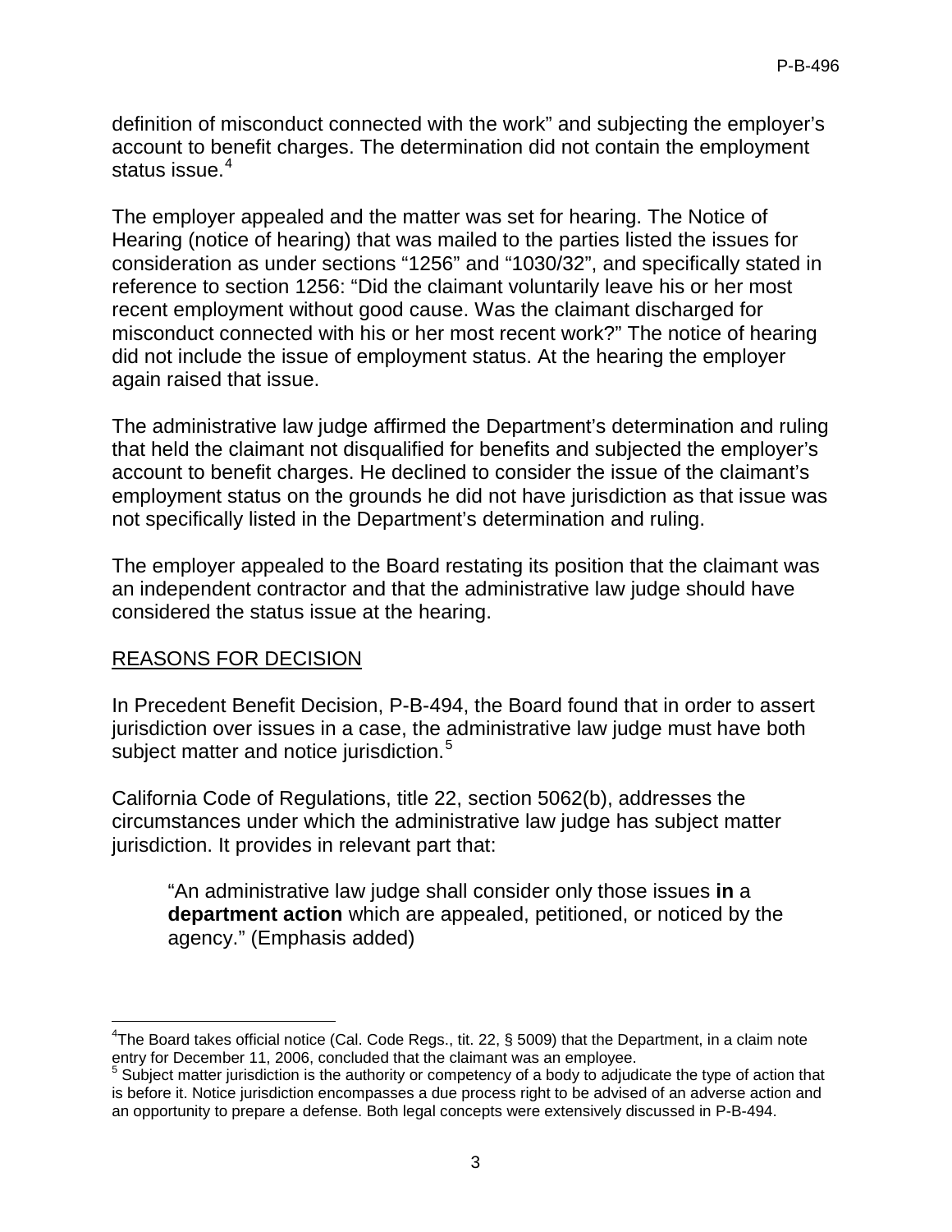definition of misconduct connected with the work" and subjecting the employer's account to benefit charges. The determination did not contain the employment status issue.[4]

The employer appealed and the matter was set for hearing. The Notice of Hearing (notice of hearing) that was mailed to the parties listed the issues for consideration as under sections "1256" and "1030/32", and specifically stated in reference to section 1256: "Did the claimant voluntarily leave his or her most recent employment without good cause. Was the claimant discharged for misconduct connected with his or her most recent work?" The notice of hearing did not include the issue of employment status. At the hearing the employer again raised that issue.

The administrative law judge affirmed the Department's determination and ruling that held the claimant not disqualified for benefits and subjected the employer's account to benefit charges. He declined to consider the issue of the claimant's employment status on the grounds he did not have jurisdiction as that issue was not specifically listed in the Department's determination and ruling.

The employer appealed to the Board restating its position that the claimant was an independent contractor and that the administrative law judge should have considered the status issue at the hearing.

## REASONS FOR DECISION

In Precedent Benefit Decision, P-B-494, the Board found that in order to assert jurisdiction over issues in a case, the administrative law judge must have both subject matter and notice jurisdiction.[5]

California Code of Regulations, title 22, section 5062(b), addresses the circumstances under which the administrative law judge has subject matter jurisdiction. It provides in relevant part that:

> "An administrative law judge shall consider only those issues **in** a **department action** which are appealed, petitioned, or noticed by the agency." (Emphasis added)

---

[4] The Board takes official notice (Cal. Code Regs., tit. 22, § 5009) that the Department, in a claim note entry for December 11, 2006, concluded that the claimant was an employee.

[5] Subject matter jurisdiction is the authority or competency of a body to adjudicate the type of action that is before it. Notice jurisdiction encompasses a due process right to be advised of an adverse action and an opportunity to prepare a defense. Both legal concepts were extensively discussed in P-B-494.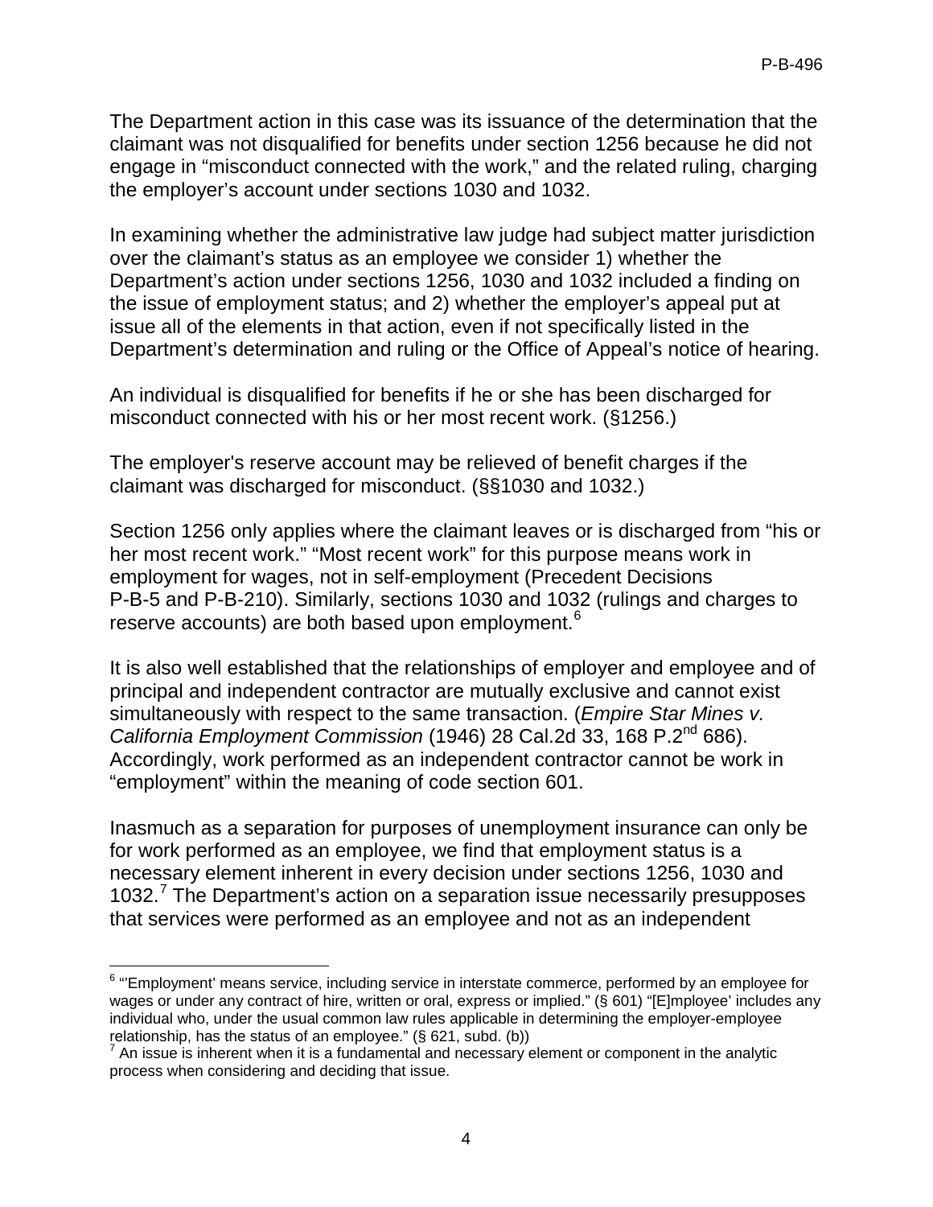The Department action in this case was its issuance of the determination that the claimant was not disqualified for benefits under section 1256 because he did not engage in "misconduct connected with the work," and the related ruling, charging the employer's account under sections 1030 and 1032.

In examining whether the administrative law judge had subject matter jurisdiction over the claimant's status as an employee we consider 1) whether the Department's action under sections 1256, 1030 and 1032 included a finding on the issue of employment status; and 2) whether the employer's appeal put at issue all of the elements in that action, even if not specifically listed in the Department's determination and ruling or the Office of Appeal's notice of hearing.

An individual is disqualified for benefits if he or she has been discharged for misconduct connected with his or her most recent work. (§1256.)

The employer's reserve account may be relieved of benefit charges if the claimant was discharged for misconduct. (§§1030 and 1032.)

Section 1256 only applies where the claimant leaves or is discharged from "his or her most recent work." "Most recent work" for this purpose means work in employment for wages, not in self-employment (Precedent Decisions P-B-5 and P-B-210). Similarly, sections 1030 and 1032 (rulings and charges to reserve accounts) are both based upon employment.[6]

It is also well established that the relationships of employer and employee and of principal and independent contractor are mutually exclusive and cannot exist simultaneously with respect to the same transaction. (*Empire Star Mines v. California Employment Commission* (1946) 28 Cal.2d 33, 168 P.2nd 686). Accordingly, work performed as an independent contractor cannot be work in "employment" within the meaning of code section 601.

Inasmuch as a separation for purposes of unemployment insurance can only be for work performed as an employee, we find that employment status is a necessary element inherent in every decision under sections 1256, 1030 and 1032.[7] The Department's action on a separation issue necessarily presupposes that services were performed as an employee and not as an independent

---

[6] "'Employment' means service, including service in interstate commerce, performed by an employee for wages or under any contract of hire, written or oral, express or implied." (§ 601) "[E]mployee' includes any individual who, under the usual common law rules applicable in determining the employer-employee relationship, has the status of an employee." (§ 621, subd. (b))

[7] An issue is inherent when it is a fundamental and necessary element or component in the analytic process when considering and deciding that issue.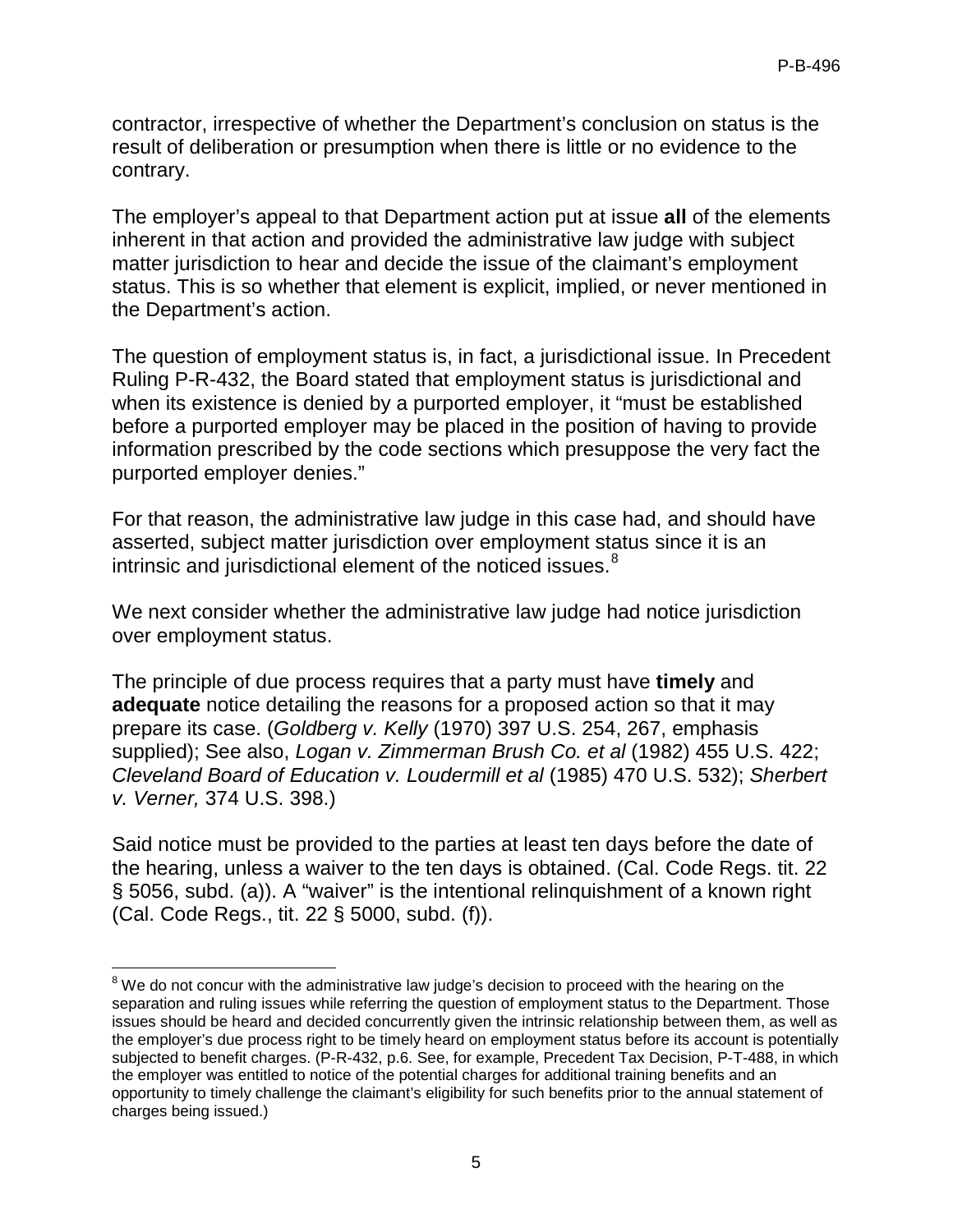contractor, irrespective of whether the Department's conclusion on status is the result of deliberation or presumption when there is little or no evidence to the contrary.

The employer's appeal to that Department action put at issue **all** of the elements inherent in that action and provided the administrative law judge with subject matter jurisdiction to hear and decide the issue of the claimant's employment status. This is so whether that element is explicit, implied, or never mentioned in the Department's action.

The question of employment status is, in fact, a jurisdictional issue. In Precedent Ruling P-R-432, the Board stated that employment status is jurisdictional and when its existence is denied by a purported employer, it "must be established before a purported employer may be placed in the position of having to provide information prescribed by the code sections which presuppose the very fact the purported employer denies."

For that reason, the administrative law judge in this case had, and should have asserted, subject matter jurisdiction over employment status since it is an intrinsic and jurisdictional element of the noticed issues.[8]

We next consider whether the administrative law judge had notice jurisdiction over employment status.

The principle of due process requires that a party must have **timely** and **adequate** notice detailing the reasons for a proposed action so that it may prepare its case. (*Goldberg v. Kelly* (1970) 397 U.S. 254, 267, emphasis supplied); See also, *Logan v. Zimmerman Brush Co. et al* (1982) 455 U.S. 422; *Cleveland Board of Education v. Loudermill et al* (1985) 470 U.S. 532); *Sherbert v. Verner,* 374 U.S. 398.)

Said notice must be provided to the parties at least ten days before the date of the hearing, unless a waiver to the ten days is obtained. (Cal. Code Regs. tit. 22 § 5056, subd. (a)). A "waiver" is the intentional relinquishment of a known right (Cal. Code Regs., tit. 22 § 5000, subd. (f)).

---

[8] We do not concur with the administrative law judge's decision to proceed with the hearing on the separation and ruling issues while referring the question of employment status to the Department. Those issues should be heard and decided concurrently given the intrinsic relationship between them, as well as the employer's due process right to be timely heard on employment status before its account is potentially subjected to benefit charges. (P-R-432, p.6. See, for example, Precedent Tax Decision, P-T-488, in which the employer was entitled to notice of the potential charges for additional training benefits and an opportunity to timely challenge the claimant's eligibility for such benefits prior to the annual statement of charges being issued.)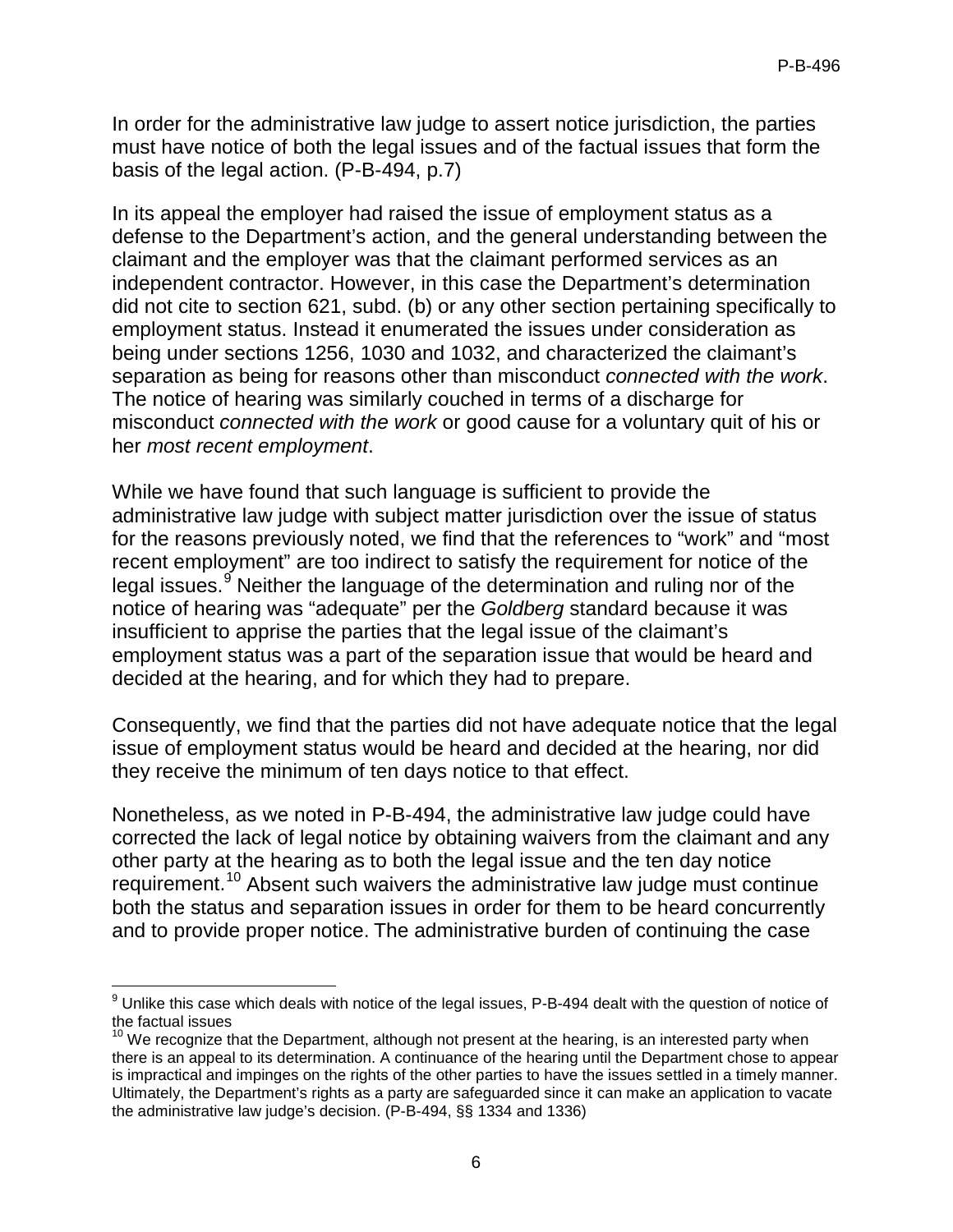In order for the administrative law judge to assert notice jurisdiction, the parties must have notice of both the legal issues and of the factual issues that form the basis of the legal action. (P-B-494, p.7)

In its appeal the employer had raised the issue of employment status as a defense to the Department's action, and the general understanding between the claimant and the employer was that the claimant performed services as an independent contractor. However, in this case the Department's determination did not cite to section 621, subd. (b) or any other section pertaining specifically to employment status. Instead it enumerated the issues under consideration as being under sections 1256, 1030 and 1032, and characterized the claimant's separation as being for reasons other than misconduct *connected with the work*. The notice of hearing was similarly couched in terms of a discharge for misconduct *connected with the work* or good cause for a voluntary quit of his or her *most recent employment*.

While we have found that such language is sufficient to provide the administrative law judge with subject matter jurisdiction over the issue of status for the reasons previously noted, we find that the references to "work" and "most recent employment" are too indirect to satisfy the requirement for notice of the legal issues.[9] Neither the language of the determination and ruling nor of the notice of hearing was "adequate" per the *Goldberg* standard because it was insufficient to apprise the parties that the legal issue of the claimant's employment status was a part of the separation issue that would be heard and decided at the hearing, and for which they had to prepare.

Consequently, we find that the parties did not have adequate notice that the legal issue of employment status would be heard and decided at the hearing, nor did they receive the minimum of ten days notice to that effect.

Nonetheless, as we noted in P-B-494, the administrative law judge could have corrected the lack of legal notice by obtaining waivers from the claimant and any other party at the hearing as to both the legal issue and the ten day notice requirement.[10] Absent such waivers the administrative law judge must continue both the status and separation issues in order for them to be heard concurrently and to provide proper notice. The administrative burden of continuing the case

---

[9] Unlike this case which deals with notice of the legal issues, P-B-494 dealt with the question of notice of the factual issues

[10] We recognize that the Department, although not present at the hearing, is an interested party when there is an appeal to its determination. A continuance of the hearing until the Department chose to appear is impractical and impinges on the rights of the other parties to have the issues settled in a timely manner. Ultimately, the Department's rights as a party are safeguarded since it can make an application to vacate the administrative law judge's decision. (P-B-494, §§ 1334 and 1336)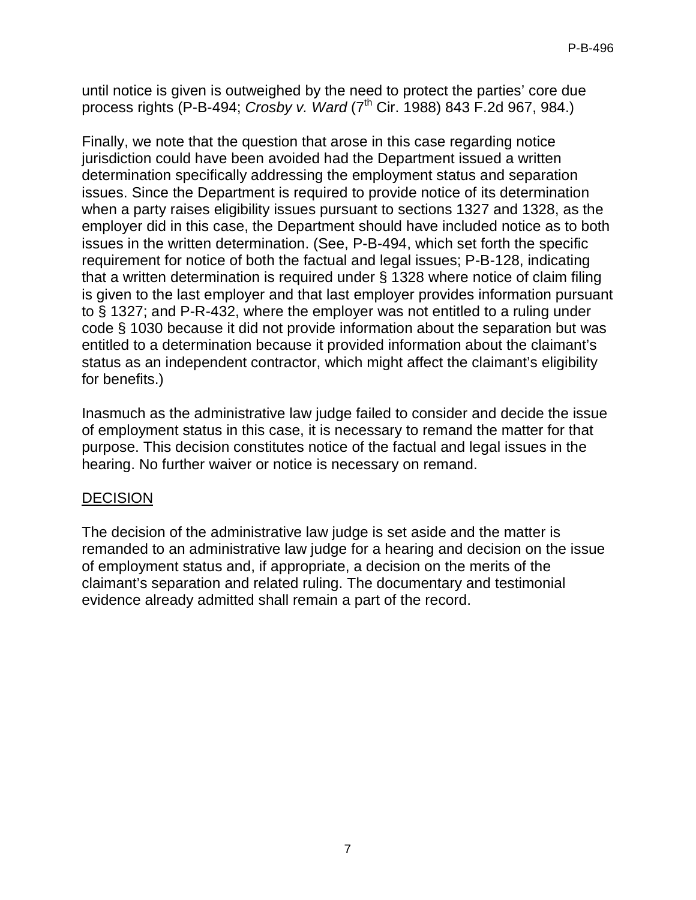until notice is given is outweighed by the need to protect the parties' core due process rights (P-B-494; *Crosby v. Ward* (7th Cir. 1988) 843 F.2d 967, 984.)

Finally, we note that the question that arose in this case regarding notice jurisdiction could have been avoided had the Department issued a written determination specifically addressing the employment status and separation issues. Since the Department is required to provide notice of its determination when a party raises eligibility issues pursuant to sections 1327 and 1328, as the employer did in this case, the Department should have included notice as to both issues in the written determination. (See, P-B-494, which set forth the specific requirement for notice of both the factual and legal issues; P-B-128, indicating that a written determination is required under § 1328 where notice of claim filing is given to the last employer and that last employer provides information pursuant to § 1327; and P-R-432, where the employer was not entitled to a ruling under code § 1030 because it did not provide information about the separation but was entitled to a determination because it provided information about the claimant's status as an independent contractor, which might affect the claimant's eligibility for benefits.)

Inasmuch as the administrative law judge failed to consider and decide the issue of employment status in this case, it is necessary to remand the matter for that purpose. This decision constitutes notice of the factual and legal issues in the hearing. No further waiver or notice is necessary on remand.

## DECISION

The decision of the administrative law judge is set aside and the matter is remanded to an administrative law judge for a hearing and decision on the issue of employment status and, if appropriate, a decision on the merits of the claimant's separation and related ruling. The documentary and testimonial evidence already admitted shall remain a part of the record.